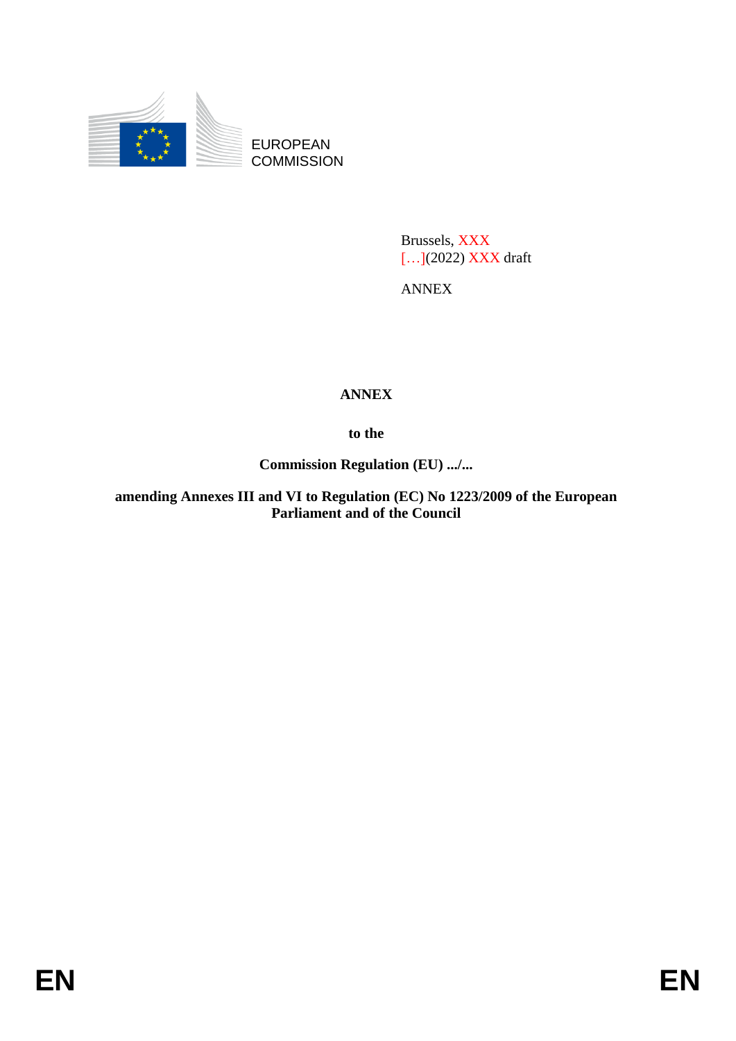EUROPEAN
COMMISSION

Brussels, XXX
[…](2022) XXX draft

ANNEX

**ANNEX**

**to the**

**Commission Regulation (EU) .../...**

**amending Annexes III and VI to Regulation (EC) No 1223/2009 of the European Parliament and of the Council**

EN EN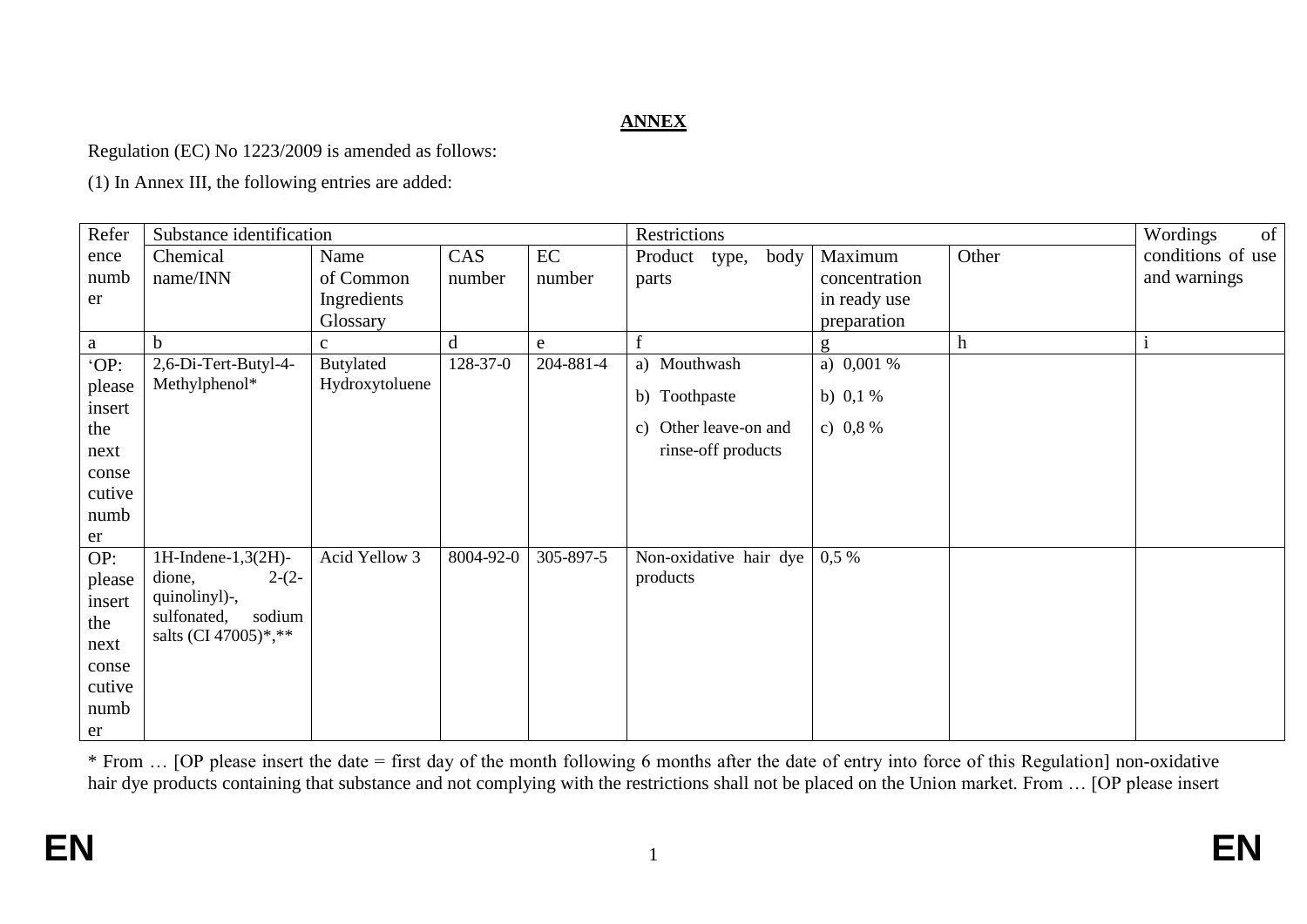**ANNEX**

Regulation (EC) No 1223/2009 is amended as follows:

(1) In Annex III, the following entries are added:

| Reference number | Substance identification | | | | Restrictions | | | Wordings of conditions of use and warnings |
|---|---|---|---|---|---|---|---|---|
| | Chemical name/INN | Name of Common Ingredients Glossary | CAS number | EC number | Product type, body parts | Maximum concentration in ready use preparation | Other | |
| a | b | c | d | e | f | g | h | i |
| 'OP: please insert the next consecutive number | 2,6-Di-Tert-Butyl-4-Methylphenol* | Butylated Hydroxytoluene | 128-37-0 | 204-881-4 | a) Mouthwash<br>b) Toothpaste<br>c) Other leave-on and rinse-off products | a) 0,001 %<br>b) 0,1 %<br>c) 0,8 % | | |
| OP: please insert the next consecutive number | 1H-Indene-1,3(2H)-dione, 2-(2-quinolinyl)-, sulfonated, sodium salts (CI 47005)*,** | Acid Yellow 3 | 8004-92-0 | 305-897-5 | Non-oxidative hair dye products | 0,5 % | | |

* From … [OP please insert the date = first day of the month following 6 months after the date of entry into force of this Regulation] non-oxidative hair dye products containing that substance and not complying with the restrictions shall not be placed on the Union market. From … [OP please insert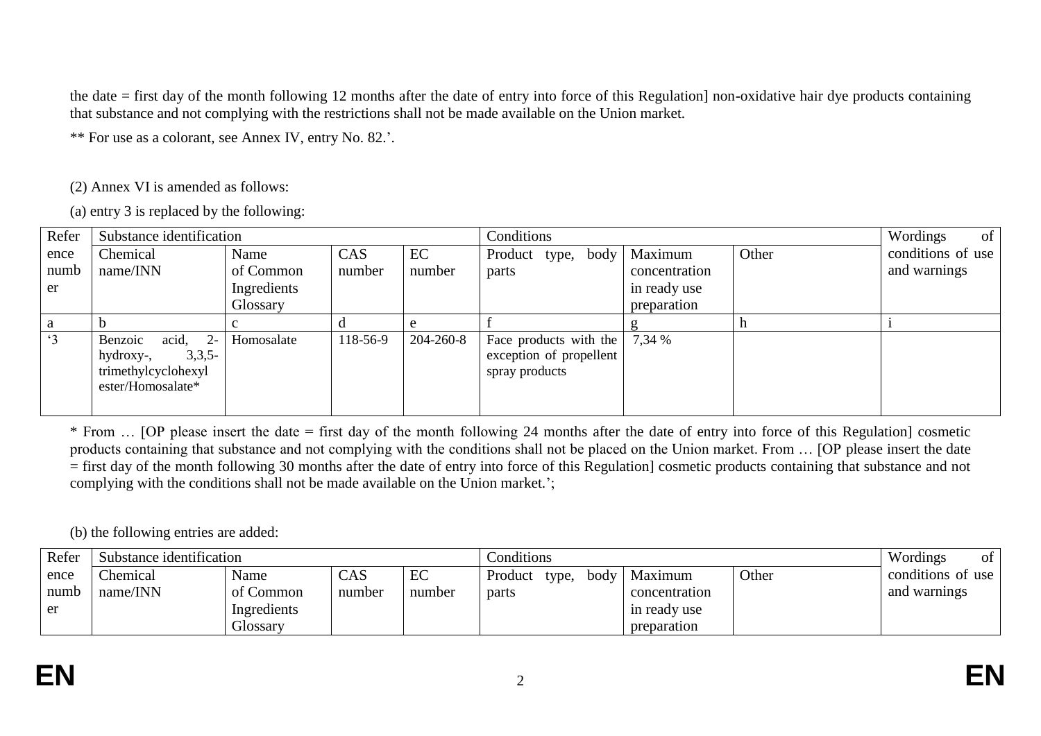the date = first day of the month following 12 months after the date of entry into force of this Regulation] non-oxidative hair dye products containing that substance and not complying with the restrictions shall not be made available on the Union market.

** For use as a colorant, see Annex IV, entry No. 82.'.

(2) Annex VI is amended as follows:

(a) entry 3 is replaced by the following:

| Reference number | Substance identification | | | | Conditions | | | Wordings of conditions of use and warnings |
|---|---|---|---|---|---|---|---|---|
| | Chemical name/INN | Name of Common Ingredients Glossary | CAS number | EC number | Product type, body parts | Maximum concentration in ready use preparation | Other | |
| a | b | c | d | e | f | g | h | i |
| '3 | Benzoic acid, 2-hydroxy-, 3,3,5-trimethylcyclohexyl ester/Homosalate* | Homosalate | 118-56-9 | 204-260-8 | Face products with the exception of propellent spray products | 7,34 % | | |

* From … [OP please insert the date = first day of the month following 24 months after the date of entry into force of this Regulation] cosmetic products containing that substance and not complying with the conditions shall not be placed on the Union market. From … [OP please insert the date = first day of the month following 30 months after the date of entry into force of this Regulation] cosmetic products containing that substance and not complying with the conditions shall not be made available on the Union market.';

(b) the following entries are added:

| Reference number | Substance identification | | | | Conditions | | | Wordings of conditions of use and warnings |
|---|---|---|---|---|---|---|---|---|
| | Chemical name/INN | Name of Common Ingredients Glossary | CAS number | EC number | Product type, body parts | Maximum concentration in ready use preparation | Other | |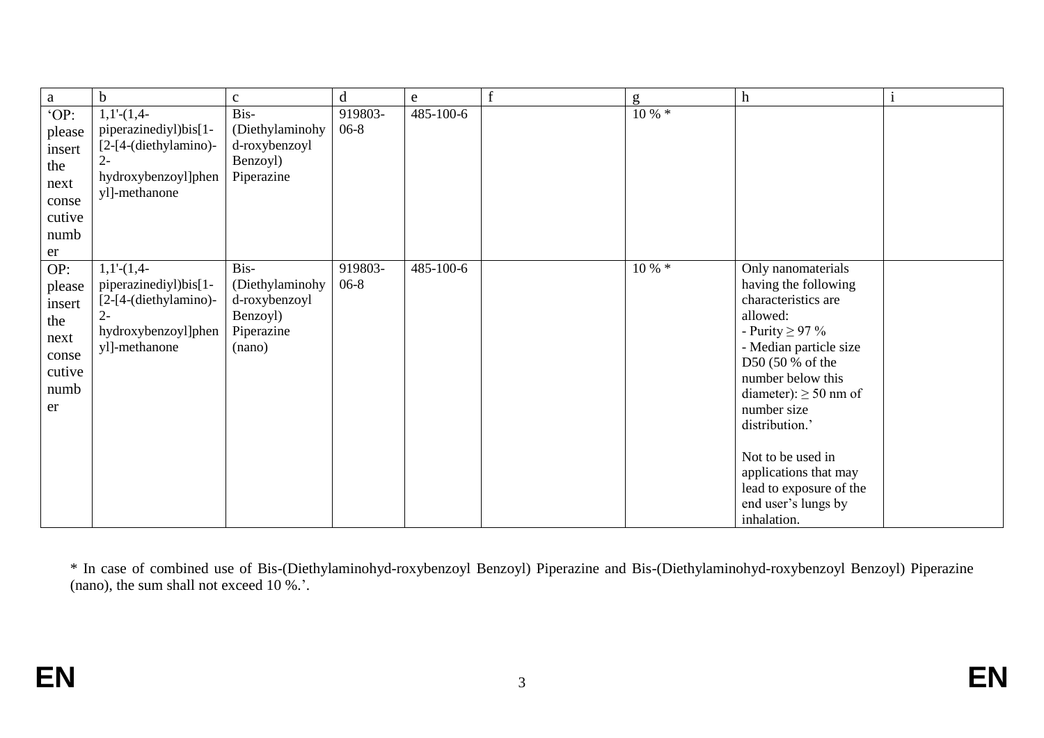| a | b | c | d | e | f | g | h | i |
|---|---|---|---|---|---|---|---|---|
| 'OP: please insert the next consecutive number | 1,1'-(1,4-piperazinediyl)bis[1-[2-[4-(diethylamino)-2-hydroxybenzoyl]phenyl]-methanone | Bis-(Diethylaminohyd-roxybenzoyl Benzoyl) Piperazine | 919803-06-8 | 485-100-6 | | 10 % * | | |
| OP: please insert the next consecutive number | 1,1'-(1,4-piperazinediyl)bis[1-[2-[4-(diethylamino)-2-hydroxybenzoyl]phenyl]-methanone | Bis-(Diethylaminohyd-roxybenzoyl Benzoyl) Piperazine (nano) | 919803-06-8 | 485-100-6 | | 10 % * | Only nanomaterials having the following characteristics are allowed: - Purity $\geq$ 97 % - Median particle size D50 (50 % of the number below this diameter): $\geq$ 50 nm of number size distribution.' Not to be used in applications that may lead to exposure of the end user's lungs by inhalation. | |

\* In case of combined use of Bis-(Diethylaminohyd-roxybenzoyl Benzoyl) Piperazine and Bis-(Diethylaminohyd-roxybenzoyl Benzoyl) Piperazine (nano), the sum shall not exceed 10 %.'.